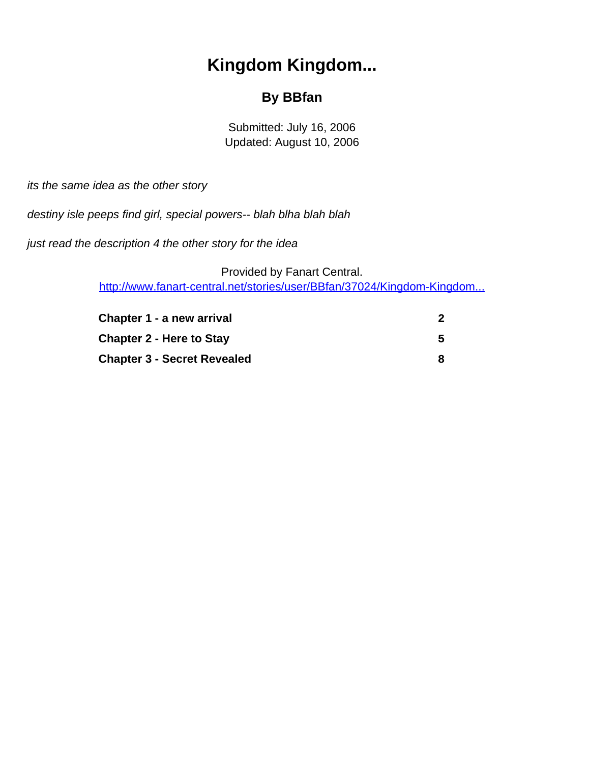# Kingdom Kingdom...

## By BBfan

Submitted: July 16, 2006
Updated: August 10, 2006

*its the same idea as the other story*

*destiny isle peeps find girl, special powers-- blah blha blah blah*

*just read the description 4 the other story for the idea*

Provided by Fanart Central.
[http://www.fanart-central.net/stories/user/BBfan/37024/Kingdom-Kingdom...](http://www.fanart-central.net/stories/user/BBfan/37024/Kingdom-Kingdom...)

| | |
|---|---|
| **Chapter 1 - a new arrival** | **2** |
| **Chapter 2 - Here to Stay** | **5** |
| **Chapter 3 - Secret Revealed** | **8** |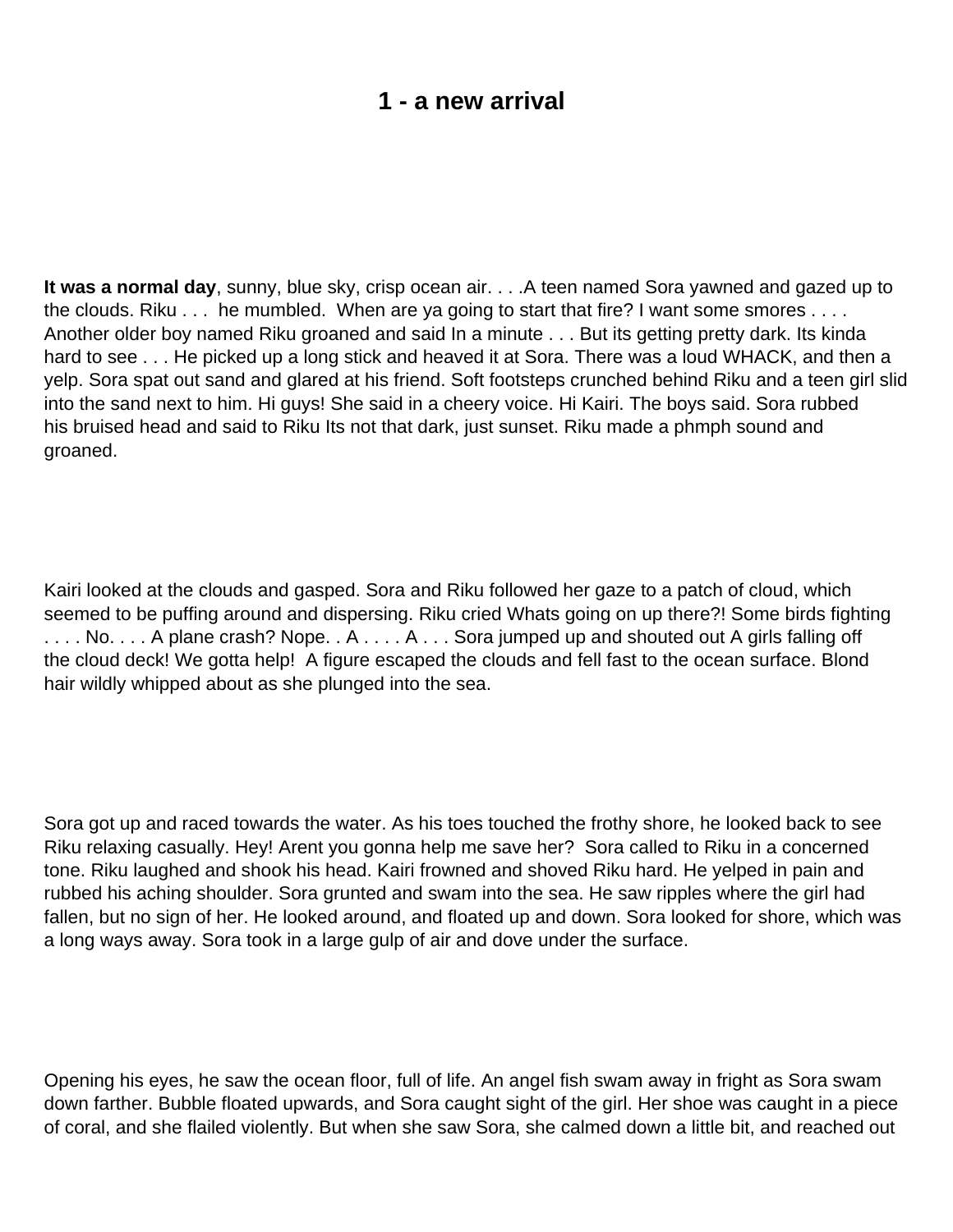# 1 - a new arrival

**It was a normal day**, sunny, blue sky, crisp ocean air. . . .A teen named Sora yawned and gazed up to the clouds. Riku . . . he mumbled. When are ya going to start that fire? I want some smores . . . . Another older boy named Riku groaned and said In a minute . . . But its getting pretty dark. Its kinda hard to see . . . He picked up a long stick and heaved it at Sora. There was a loud WHACK, and then a yelp. Sora spat out sand and glared at his friend. Soft footsteps crunched behind Riku and a teen girl slid into the sand next to him. Hi guys! She said in a cheery voice. Hi Kairi. The boys said. Sora rubbed his bruised head and said to Riku Its not that dark, just sunset. Riku made a phmph sound and groaned.

Kairi looked at the clouds and gasped. Sora and Riku followed her gaze to a patch of cloud, which seemed to be puffing around and dispersing. Riku cried Whats going on up there?! Some birds fighting . . . . No. . . . A plane crash? Nope. . A . . . . A . . . Sora jumped up and shouted out A girls falling off the cloud deck! We gotta help! A figure escaped the clouds and fell fast to the ocean surface. Blond hair wildly whipped about as she plunged into the sea.

Sora got up and raced towards the water. As his toes touched the frothy shore, he looked back to see Riku relaxing casually. Hey! Arent you gonna help me save her? Sora called to Riku in a concerned tone. Riku laughed and shook his head. Kairi frowned and shoved Riku hard. He yelped in pain and rubbed his aching shoulder. Sora grunted and swam into the sea. He saw ripples where the girl had fallen, but no sign of her. He looked around, and floated up and down. Sora looked for shore, which was a long ways away. Sora took in a large gulp of air and dove under the surface.

Opening his eyes, he saw the ocean floor, full of life. An angel fish swam away in fright as Sora swam down farther. Bubble floated upwards, and Sora caught sight of the girl. Her shoe was caught in a piece of coral, and she flailed violently. But when she saw Sora, she calmed down a little bit, and reached out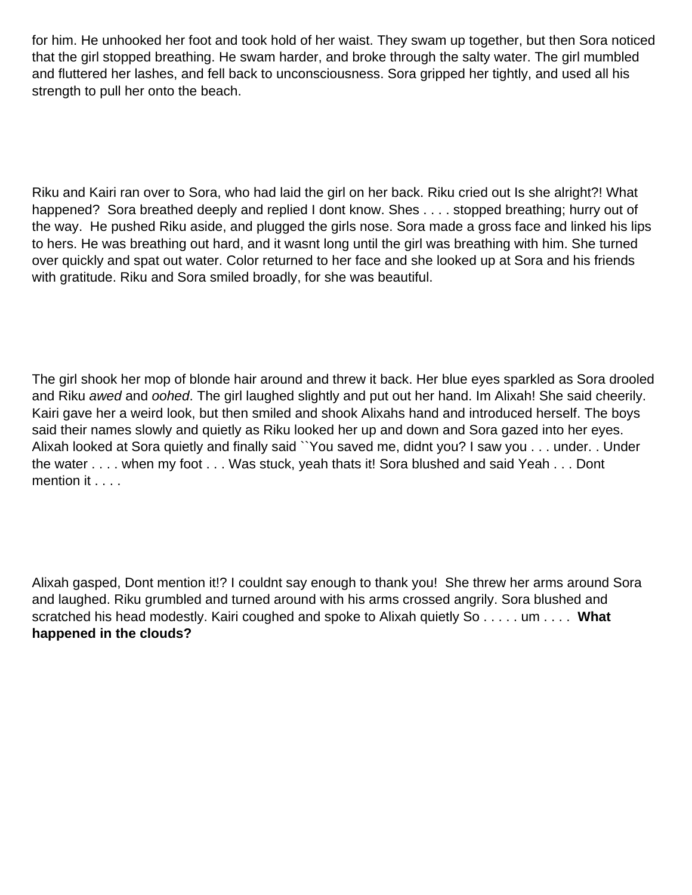for him. He unhooked her foot and took hold of her waist. They swam up together, but then Sora noticed that the girl stopped breathing. He swam harder, and broke through the salty water. The girl mumbled and fluttered her lashes, and fell back to unconsciousness. Sora gripped her tightly, and used all his strength to pull her onto the beach.

Riku and Kairi ran over to Sora, who had laid the girl on her back. Riku cried out Is she alright?! What happened? Sora breathed deeply and replied I dont know. Shes . . . . stopped breathing; hurry out of the way. He pushed Riku aside, and plugged the girls nose. Sora made a gross face and linked his lips to hers. He was breathing out hard, and it wasnt long until the girl was breathing with him. She turned over quickly and spat out water. Color returned to her face and she looked up at Sora and his friends with gratitude. Riku and Sora smiled broadly, for she was beautiful.

The girl shook her mop of blonde hair around and threw it back. Her blue eyes sparkled as Sora drooled and Riku *awed* and *oohed*. The girl laughed slightly and put out her hand. Im Alixah! She said cheerily. Kairi gave her a weird look, but then smiled and shook Alixahs hand and introduced herself. The boys said their names slowly and quietly as Riku looked her up and down and Sora gazed into her eyes. Alixah looked at Sora quietly and finally said ``You saved me, didnt you? I saw you . . . under. . Under the water . . . . when my foot . . . Was stuck, yeah thats it! Sora blushed and said Yeah . . . Dont mention it . . . .

Alixah gasped, Dont mention it!? I couldnt say enough to thank you! She threw her arms around Sora and laughed. Riku grumbled and turned around with his arms crossed angrily. Sora blushed and scratched his head modestly. Kairi coughed and spoke to Alixah quietly So . . . . . um . . . . **What happened in the clouds?**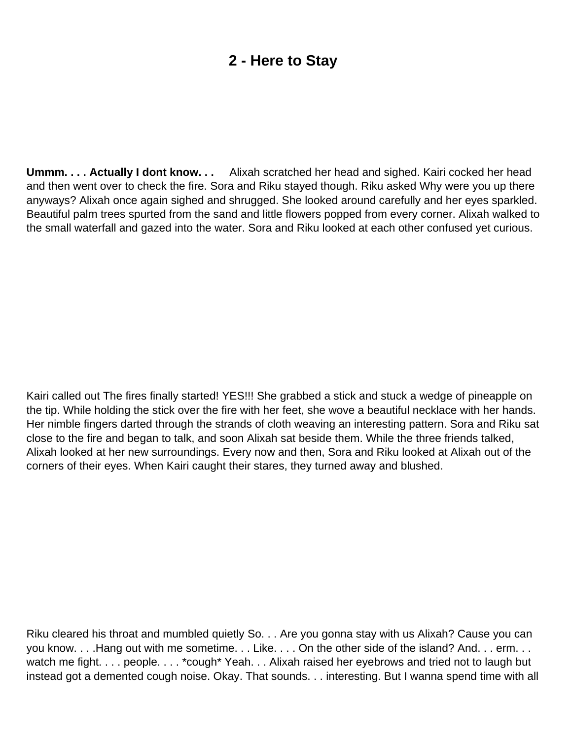# 2 - Here to Stay

**Ummm. . . . Actually I dont know. . .** Alixah scratched her head and sighed. Kairi cocked her head and then went over to check the fire. Sora and Riku stayed though. Riku asked Why were you up there anyways? Alixah once again sighed and shrugged. She looked around carefully and her eyes sparkled. Beautiful palm trees spurted from the sand and little flowers popped from every corner. Alixah walked to the small waterfall and gazed into the water. Sora and Riku looked at each other confused yet curious.

Kairi called out The fires finally started! YES!!! She grabbed a stick and stuck a wedge of pineapple on the tip. While holding the stick over the fire with her feet, she wove a beautiful necklace with her hands. Her nimble fingers darted through the strands of cloth weaving an interesting pattern. Sora and Riku sat close to the fire and began to talk, and soon Alixah sat beside them. While the three friends talked, Alixah looked at her new surroundings. Every now and then, Sora and Riku looked at Alixah out of the corners of their eyes. When Kairi caught their stares, they turned away and blushed.

Riku cleared his throat and mumbled quietly So. . . Are you gonna stay with us Alixah? Cause you can you know. . . .Hang out with me sometime. . . Like. . . . On the other side of the island? And. . . erm. . . watch me fight. . . . people. . . . *cough* Yeah. . . Alixah raised her eyebrows and tried not to laugh but instead got a demented cough noise. Okay. That sounds. . . interesting. But I wanna spend time with all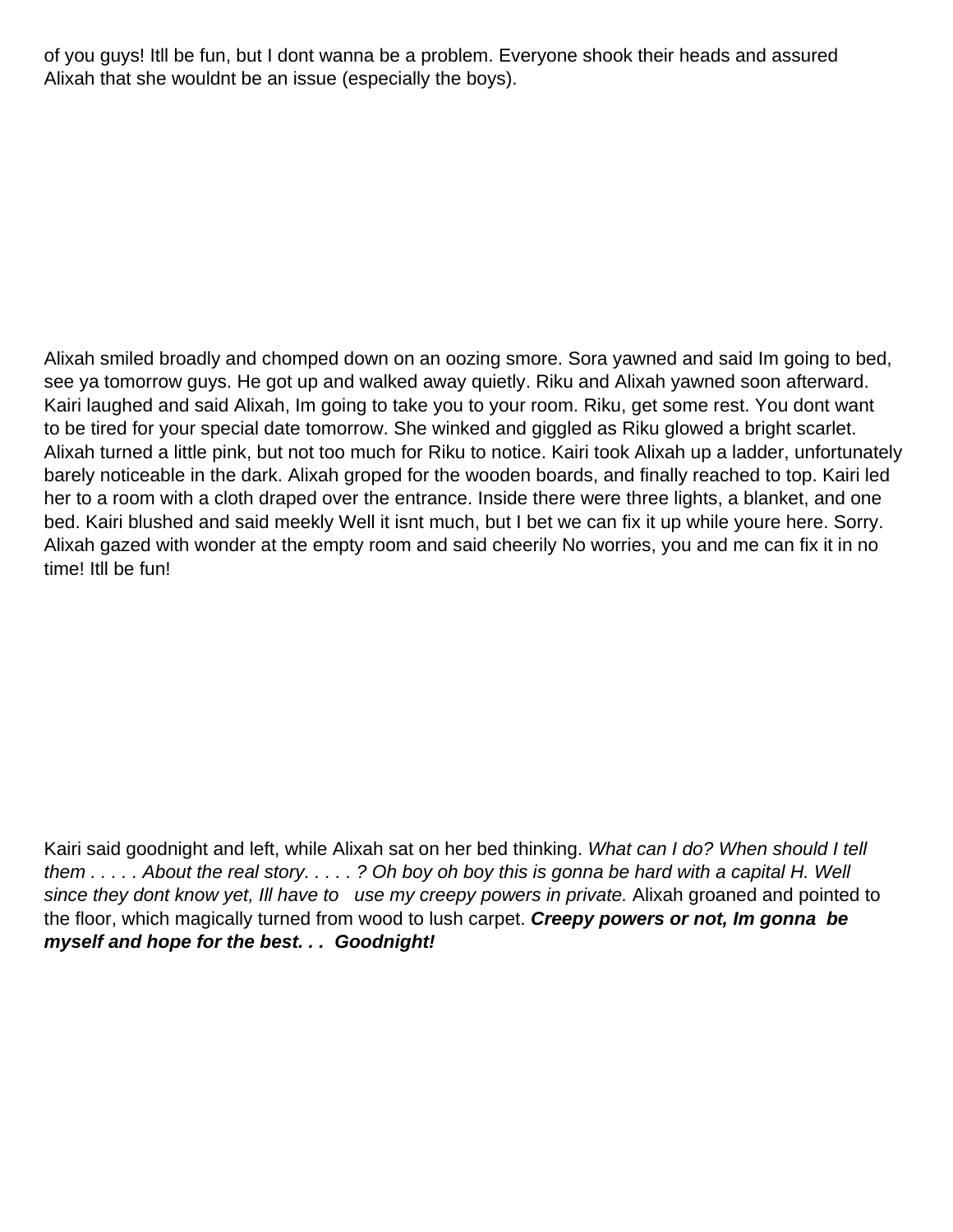of you guys! Itll be fun, but I dont wanna be a problem. Everyone shook their heads and assured Alixah that she wouldnt be an issue (especially the boys).

Alixah smiled broadly and chomped down on an oozing smore. Sora yawned and said Im going to bed, see ya tomorrow guys. He got up and walked away quietly. Riku and Alixah yawned soon afterward. Kairi laughed and said Alixah, Im going to take you to your room. Riku, get some rest. You dont want to be tired for your special date tomorrow. She winked and giggled as Riku glowed a bright scarlet. Alixah turned a little pink, but not too much for Riku to notice. Kairi took Alixah up a ladder, unfortunately barely noticeable in the dark. Alixah groped for the wooden boards, and finally reached to top. Kairi led her to a room with a cloth draped over the entrance. Inside there were three lights, a blanket, and one bed. Kairi blushed and said meekly Well it isnt much, but I bet we can fix it up while youre here. Sorry. Alixah gazed with wonder at the empty room and said cheerily No worries, you and me can fix it in no time! Itll be fun!

Kairi said goodnight and left, while Alixah sat on her bed thinking. *What can I do? When should I tell them . . . . . About the real story. . . . . ? Oh boy oh boy this is gonna be hard with a capital H. Well since they dont know yet, Ill have to use my creepy powers in private.* Alixah groaned and pointed to the floor, which magically turned from wood to lush carpet. ***Creepy powers or not, Im gonna be myself and hope for the best. . . Goodnight!***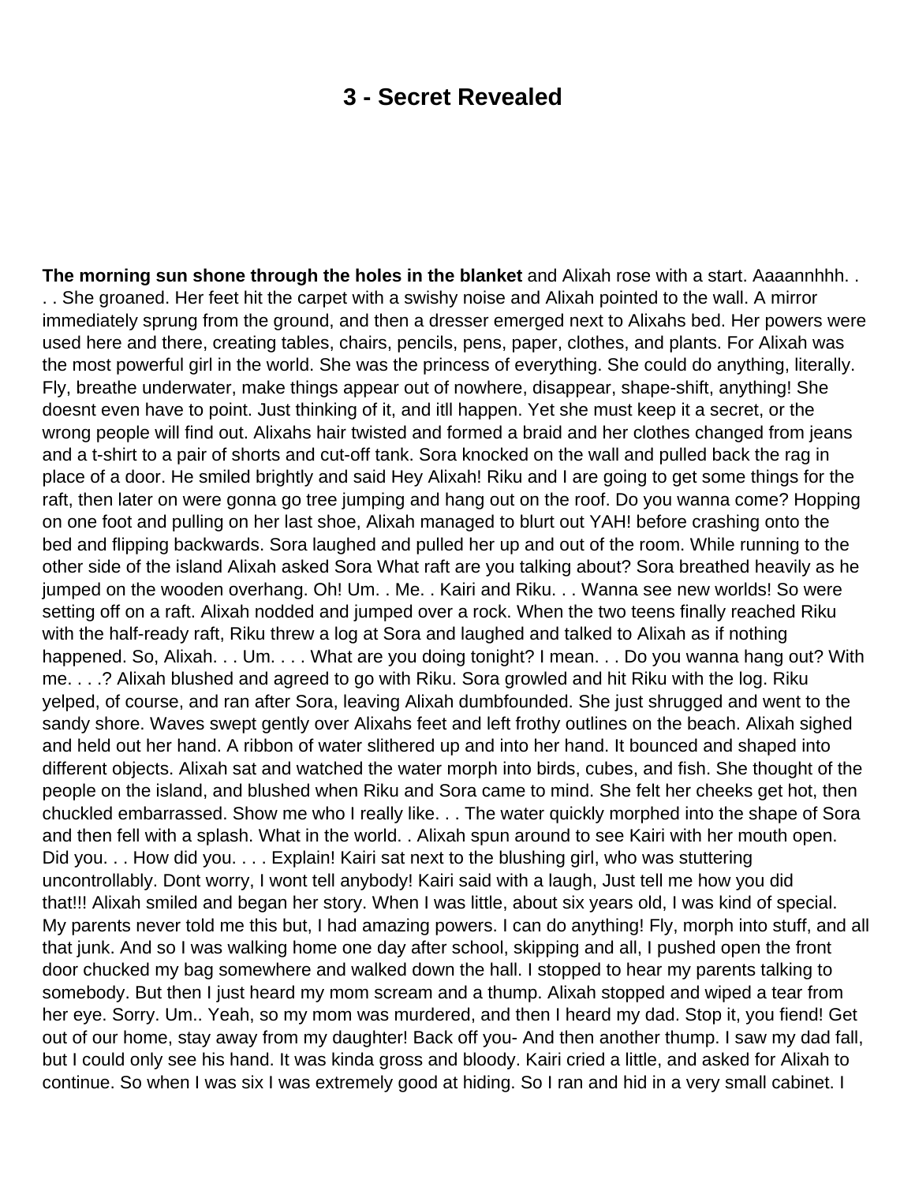# 3 - Secret Revealed

**The morning sun shone through the holes in the blanket** and Alixah rose with a start. Aaaannhhh. . . . She groaned. Her feet hit the carpet with a swishy noise and Alixah pointed to the wall. A mirror immediately sprung from the ground, and then a dresser emerged next to Alixahs bed. Her powers were used here and there, creating tables, chairs, pencils, pens, paper, clothes, and plants. For Alixah was the most powerful girl in the world. She was the princess of everything. She could do anything, literally. Fly, breathe underwater, make things appear out of nowhere, disappear, shape-shift, anything! She doesnt even have to point. Just thinking of it, and itll happen. Yet she must keep it a secret, or the wrong people will find out. Alixahs hair twisted and formed a braid and her clothes changed from jeans and a t-shirt to a pair of shorts and cut-off tank. Sora knocked on the wall and pulled back the rag in place of a door. He smiled brightly and said Hey Alixah! Riku and I are going to get some things for the raft, then later on were gonna go tree jumping and hang out on the roof. Do you wanna come? Hopping on one foot and pulling on her last shoe, Alixah managed to blurt out YAH! before crashing onto the bed and flipping backwards. Sora laughed and pulled her up and out of the room. While running to the other side of the island Alixah asked Sora What raft are you talking about? Sora breathed heavily as he jumped on the wooden overhang. Oh! Um. . Me. . Kairi and Riku. . . Wanna see new worlds! So were setting off on a raft. Alixah nodded and jumped over a rock. When the two teens finally reached Riku with the half-ready raft, Riku threw a log at Sora and laughed and talked to Alixah as if nothing happened. So, Alixah. . . Um. . . . What are you doing tonight? I mean. . . Do you wanna hang out? With me. . . .? Alixah blushed and agreed to go with Riku. Sora growled and hit Riku with the log. Riku yelped, of course, and ran after Sora, leaving Alixah dumbfounded. She just shrugged and went to the sandy shore. Waves swept gently over Alixahs feet and left frothy outlines on the beach. Alixah sighed and held out her hand. A ribbon of water slithered up and into her hand. It bounced and shaped into different objects. Alixah sat and watched the water morph into birds, cubes, and fish. She thought of the people on the island, and blushed when Riku and Sora came to mind. She felt her cheeks get hot, then chuckled embarrassed. Show me who I really like. . . The water quickly morphed into the shape of Sora and then fell with a splash. What in the world. . Alixah spun around to see Kairi with her mouth open. Did you. . . How did you. . . . Explain! Kairi sat next to the blushing girl, who was stuttering uncontrollably. Dont worry, I wont tell anybody! Kairi said with a laugh, Just tell me how you did that!!! Alixah smiled and began her story. When I was little, about six years old, I was kind of special. My parents never told me this but, I had amazing powers. I can do anything! Fly, morph into stuff, and all that junk. And so I was walking home one day after school, skipping and all, I pushed open the front door chucked my bag somewhere and walked down the hall. I stopped to hear my parents talking to somebody. But then I just heard my mom scream and a thump. Alixah stopped and wiped a tear from her eye. Sorry. Um.. Yeah, so my mom was murdered, and then I heard my dad. Stop it, you fiend! Get out of our home, stay away from my daughter! Back off you- And then another thump. I saw my dad fall, but I could only see his hand. It was kinda gross and bloody. Kairi cried a little, and asked for Alixah to continue. So when I was six I was extremely good at hiding. So I ran and hid in a very small cabinet. I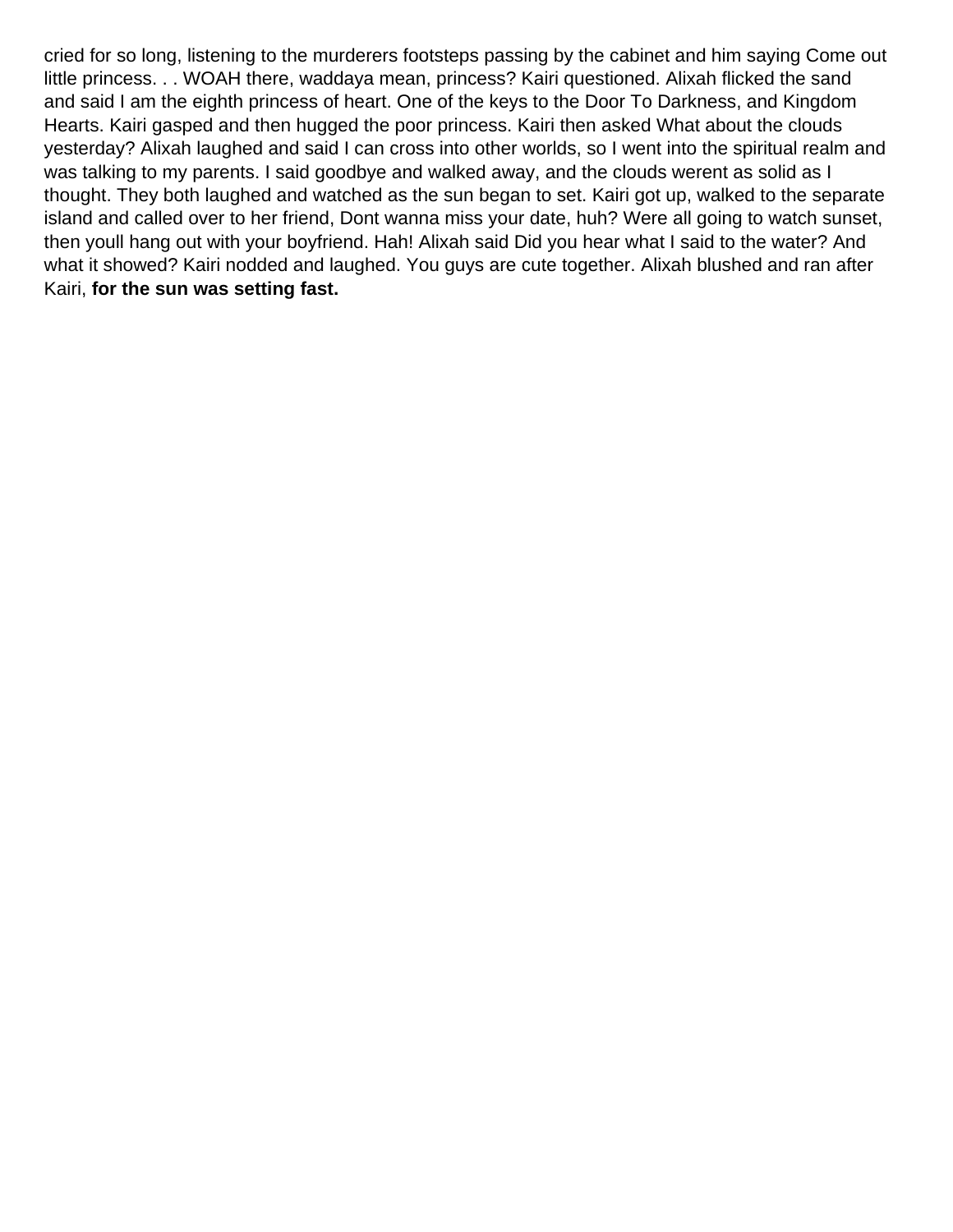cried for so long, listening to the murderers footsteps passing by the cabinet and him saying Come out little princess. . . WOAH there, waddaya mean, princess? Kairi questioned. Alixah flicked the sand and said I am the eighth princess of heart. One of the keys to the Door To Darkness, and Kingdom Hearts. Kairi gasped and then hugged the poor princess. Kairi then asked What about the clouds yesterday? Alixah laughed and said I can cross into other worlds, so I went into the spiritual realm and was talking to my parents. I said goodbye and walked away, and the clouds werent as solid as I thought. They both laughed and watched as the sun began to set. Kairi got up, walked to the separate island and called over to her friend, Dont wanna miss your date, huh? Were all going to watch sunset, then youll hang out with your boyfriend. Hah! Alixah said Did you hear what I said to the water? And what it showed? Kairi nodded and laughed. You guys are cute together. Alixah blushed and ran after Kairi, **for the sun was setting fast.**